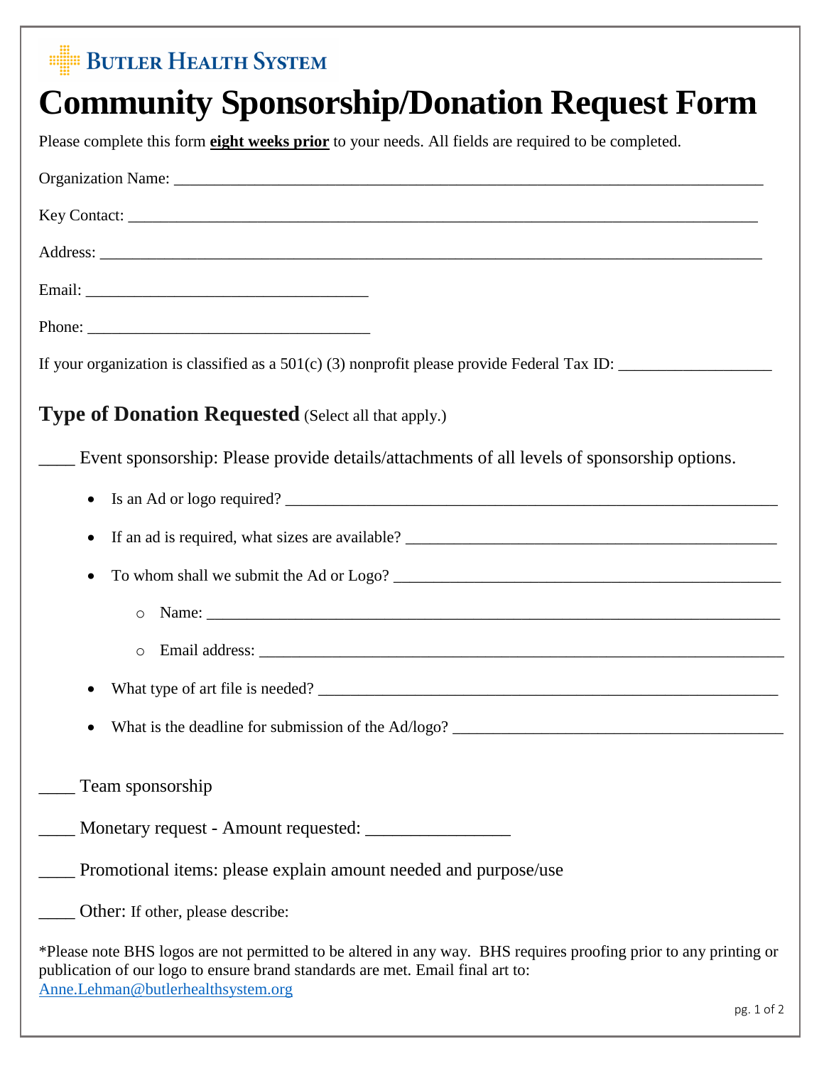BUTLER HEALTH SYSTEM

# Community Sponsorship/Donation Request Form

Please complete this form **eight weeks prior** to your needs. All fields are required to be completed.

Organization Name: ___________________________________________________________________________

Key Contact: _________________________________________________________________________________

Address: ____________________________________________________________________________________

Email: ___________________________________

Phone: ___________________________________

If your organization is classified as a 501(c) (3) nonprofit please provide Federal Tax ID: ___________________

## Type of Donation Requested (Select all that apply.)

____ Event sponsorship: Please provide details/attachments of all levels of sponsorship options.

- Is an Ad or logo required? ______________________________________________________________
- If an ad is required, what sizes are available? ___________________________________________
- To whom shall we submit the Ad or Logo? ________________________________________________
  - Name: ________________________________________________________________________
  - Email address: _________________________________________________________________
- What type of art file is needed? __________________________________________________________
- What is the deadline for submission of the Ad/logo? _________________________________________

____ Team sponsorship

____ Monetary request - Amount requested: ________________

____ Promotional items: please explain amount needed and purpose/use

____ Other: If other, please describe:

*Please note BHS logos are not permitted to be altered in any way. BHS requires proofing prior to any printing or publication of our logo to ensure brand standards are met. Email final art to: Anne.Lehman@butlerhealthsystem.org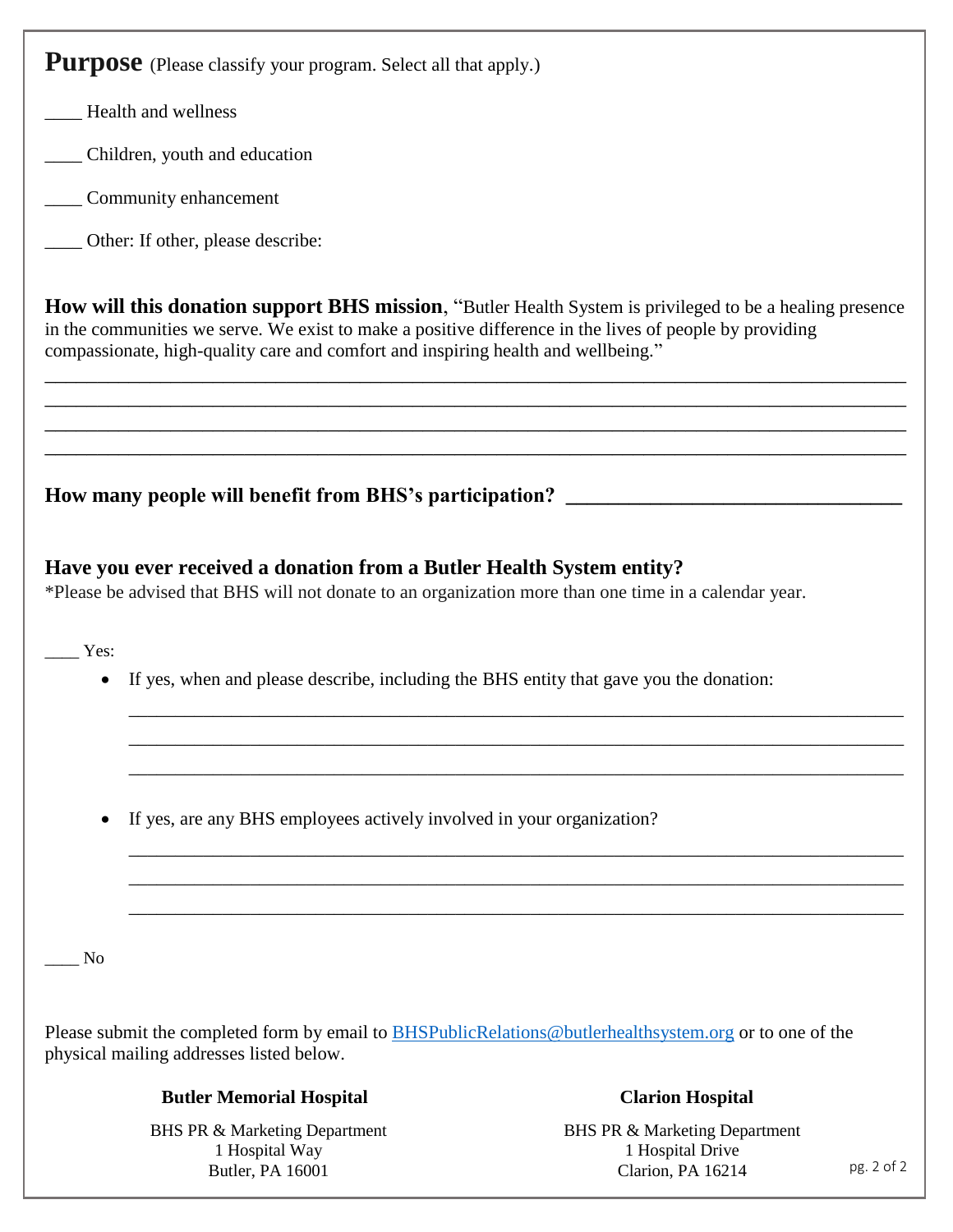**Purpose** (Please classify your program. Select all that apply.)

____ Health and wellness

____ Children, youth and education

____ Community enhancement

____ Other: If other, please describe:

**How will this donation support BHS mission**, "Butler Health System is privileged to be a healing presence in the communities we serve. We exist to make a positive difference in the lives of people by providing compassionate, high-quality care and comfort and inspiring health and wellbeing."

______________________________________________________________________________

______________________________________________________________________________

______________________________________________________________________________

______________________________________________________________________________

**How many people will benefit from BHS's participation?** ______________________________

### Have you ever received a donation from a Butler Health System entity?

*Please be advised that BHS will not donate to an organization more than one time in a calendar year.

____ Yes:

- If yes, when and please describe, including the BHS entity that gave you the donation:

  ______________________________________________________________________

  ______________________________________________________________________

  ______________________________________________________________________

- If yes, are any BHS employees actively involved in your organization?

  ______________________________________________________________________

  ______________________________________________________________________

  ______________________________________________________________________

____ No

Please submit the completed form by email to BHSPublicRelations@butlerhealthsystem.org or to one of the physical mailing addresses listed below.

**Butler Memorial Hospital**

BHS PR & Marketing Department
1 Hospital Way
Butler, PA 16001

**Clarion Hospital**

BHS PR & Marketing Department
1 Hospital Drive
Clarion, PA 16214